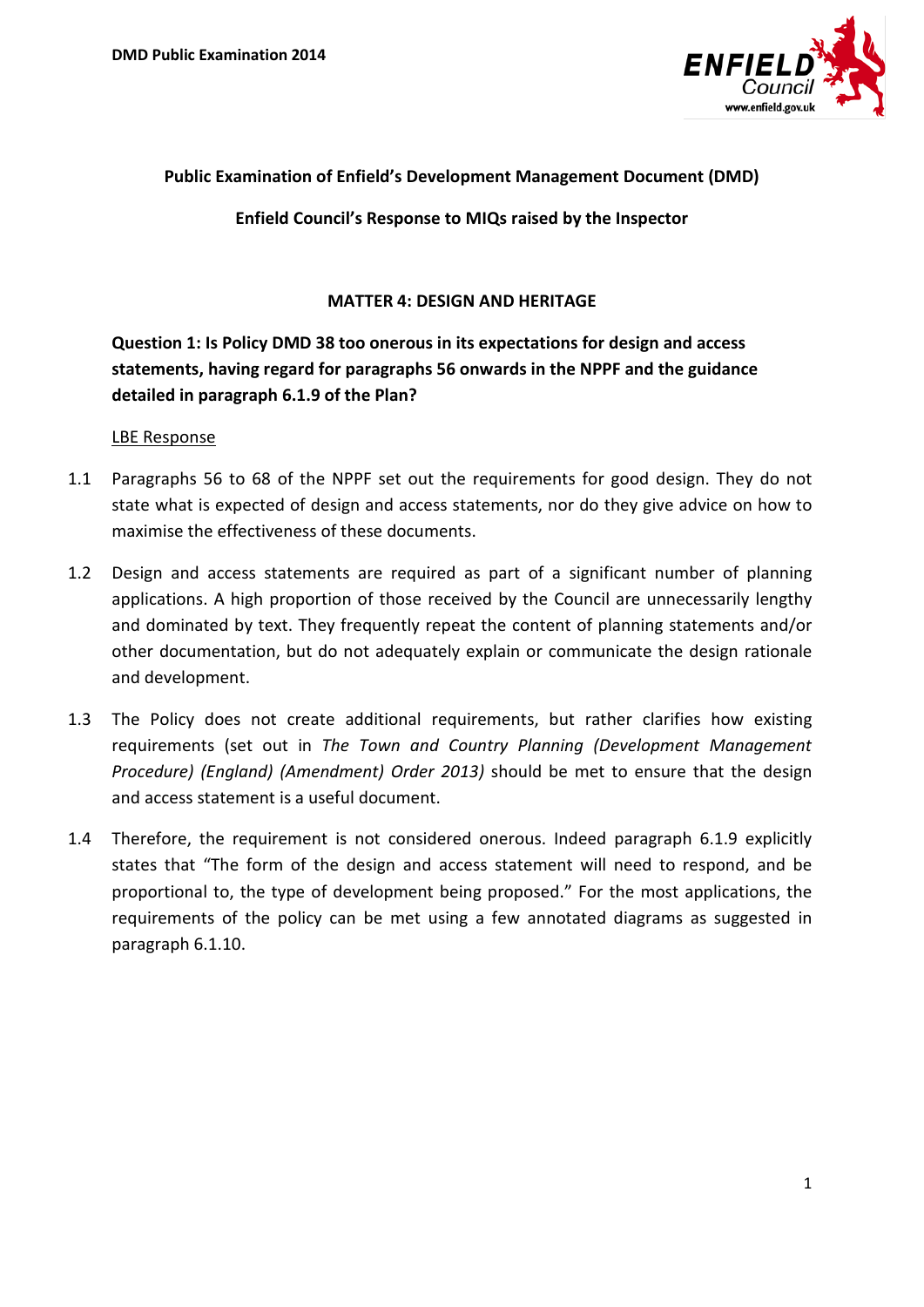**Public Examination of Enfield's Development Management Document (DMD)**

**Enfield Council's Response to MIQs raised by the Inspector**

## MATTER 4: DESIGN AND HERITAGE

### Question 1: Is Policy DMD 38 too onerous in its expectations for design and access statements, having regard for paragraphs 56 onwards in the NPPF and the guidance detailed in paragraph 6.1.9 of the Plan?

LBE Response

1.1 Paragraphs 56 to 68 of the NPPF set out the requirements for good design. They do not state what is expected of design and access statements, nor do they give advice on how to maximise the effectiveness of these documents.

1.2 Design and access statements are required as part of a significant number of planning applications. A high proportion of those received by the Council are unnecessarily lengthy and dominated by text. They frequently repeat the content of planning statements and/or other documentation, but do not adequately explain or communicate the design rationale and development.

1.3 The Policy does not create additional requirements, but rather clarifies how existing requirements (set out in *The Town and Country Planning (Development Management Procedure) (England) (Amendment) Order 2013)* should be met to ensure that the design and access statement is a useful document.

1.4 Therefore, the requirement is not considered onerous. Indeed paragraph 6.1.9 explicitly states that "The form of the design and access statement will need to respond, and be proportional to, the type of development being proposed." For the most applications, the requirements of the policy can be met using a few annotated diagrams as suggested in paragraph 6.1.10.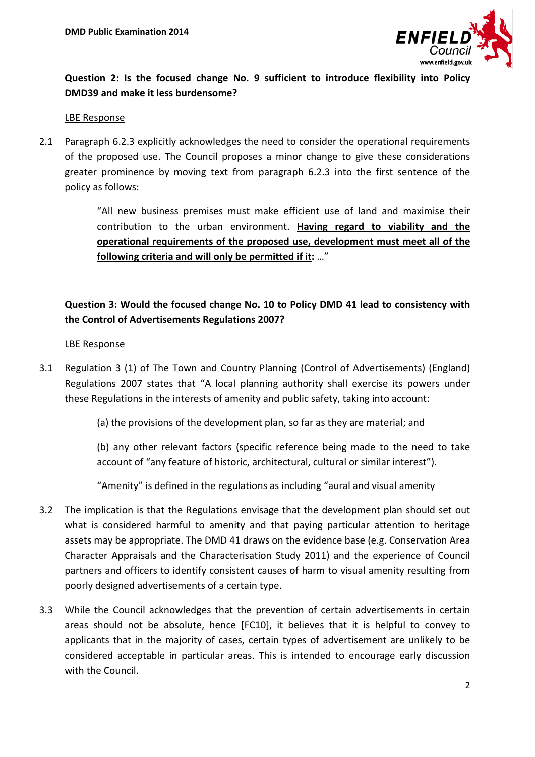**Question 2: Is the focused change No. 9 sufficient to introduce flexibility into Policy DMD39 and make it less burdensome?**

LBE Response

2.1 Paragraph 6.2.3 explicitly acknowledges the need to consider the operational requirements of the proposed use. The Council proposes a minor change to give these considerations greater prominence by moving text from paragraph 6.2.3 into the first sentence of the policy as follows:

> "All new business premises must make efficient use of land and maximise their contribution to the urban environment. **Having regard to viability and the operational requirements of the proposed use, development must meet all of the following criteria and will only be permitted if it:** …"

**Question 3: Would the focused change No. 10 to Policy DMD 41 lead to consistency with the Control of Advertisements Regulations 2007?**

LBE Response

3.1 Regulation 3 (1) of The Town and Country Planning (Control of Advertisements) (England) Regulations 2007 states that "A local planning authority shall exercise its powers under these Regulations in the interests of amenity and public safety, taking into account:

> (a) the provisions of the development plan, so far as they are material; and
>
> (b) any other relevant factors (specific reference being made to the need to take account of "any feature of historic, architectural, cultural or similar interest").
>
> "Amenity" is defined in the regulations as including "aural and visual amenity

3.2 The implication is that the Regulations envisage that the development plan should set out what is considered harmful to amenity and that paying particular attention to heritage assets may be appropriate. The DMD 41 draws on the evidence base (e.g. Conservation Area Character Appraisals and the Characterisation Study 2011) and the experience of Council partners and officers to identify consistent causes of harm to visual amenity resulting from poorly designed advertisements of a certain type.

3.3 While the Council acknowledges that the prevention of certain advertisements in certain areas should not be absolute, hence [FC10], it believes that it is helpful to convey to applicants that in the majority of cases, certain types of advertisement are unlikely to be considered acceptable in particular areas. This is intended to encourage early discussion with the Council.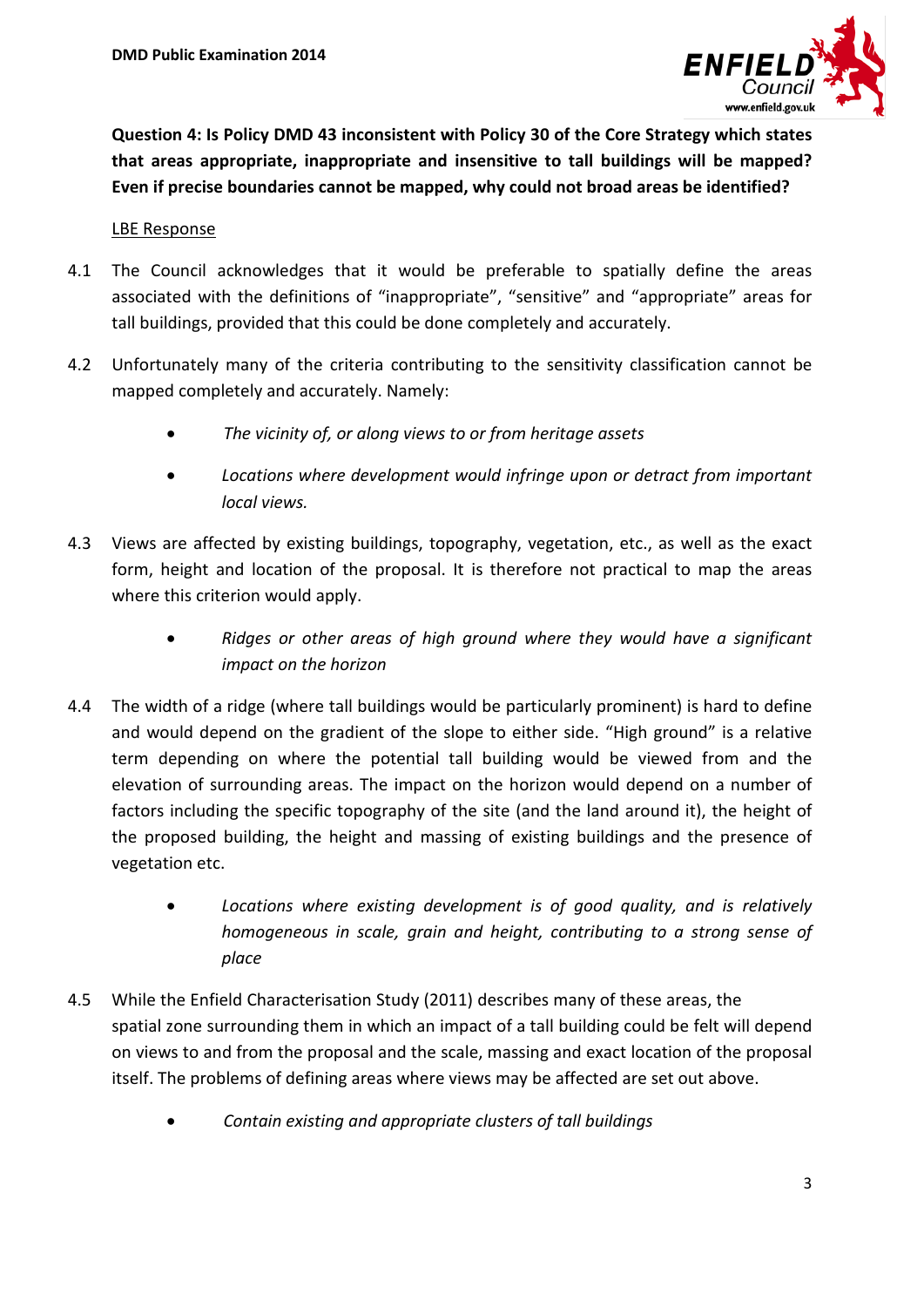**Question 4: Is Policy DMD 43 inconsistent with Policy 30 of the Core Strategy which states that areas appropriate, inappropriate and insensitive to tall buildings will be mapped? Even if precise boundaries cannot be mapped, why could not broad areas be identified?**

LBE Response

4.1 The Council acknowledges that it would be preferable to spatially define the areas associated with the definitions of "inappropriate", "sensitive" and "appropriate" areas for tall buildings, provided that this could be done completely and accurately.

4.2 Unfortunately many of the criteria contributing to the sensitivity classification cannot be mapped completely and accurately. Namely:

- *The vicinity of, or along views to or from heritage assets*
- *Locations where development would infringe upon or detract from important local views.*

4.3 Views are affected by existing buildings, topography, vegetation, etc., as well as the exact form, height and location of the proposal. It is therefore not practical to map the areas where this criterion would apply.

- *Ridges or other areas of high ground where they would have a significant impact on the horizon*

4.4 The width of a ridge (where tall buildings would be particularly prominent) is hard to define and would depend on the gradient of the slope to either side. "High ground" is a relative term depending on where the potential tall building would be viewed from and the elevation of surrounding areas. The impact on the horizon would depend on a number of factors including the specific topography of the site (and the land around it), the height of the proposed building, the height and massing of existing buildings and the presence of vegetation etc.

- *Locations where existing development is of good quality, and is relatively homogeneous in scale, grain and height, contributing to a strong sense of place*

4.5 While the Enfield Characterisation Study (2011) describes many of these areas, the spatial zone surrounding them in which an impact of a tall building could be felt will depend on views to and from the proposal and the scale, massing and exact location of the proposal itself. The problems of defining areas where views may be affected are set out above.

- *Contain existing and appropriate clusters of tall buildings*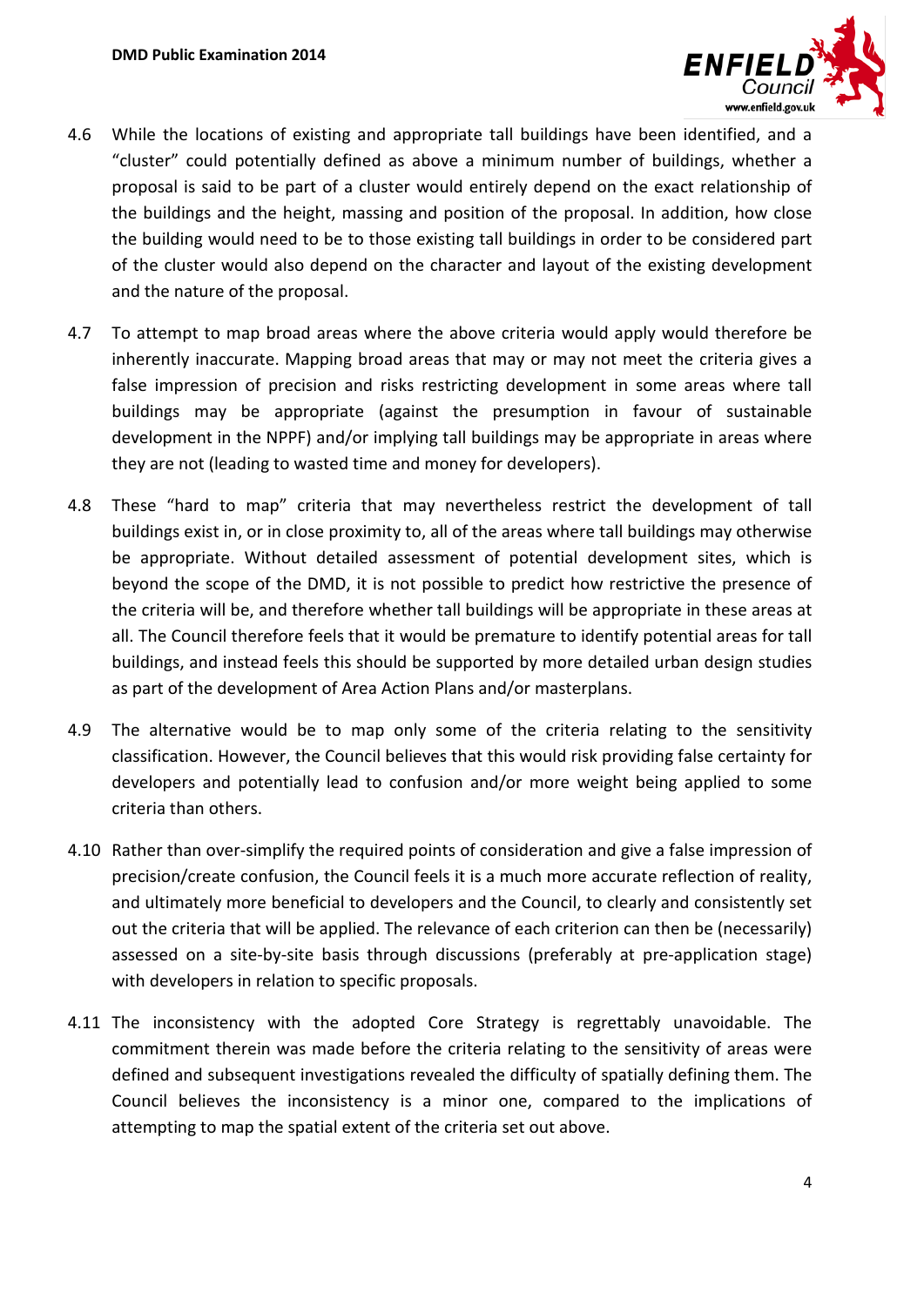4.6 While the locations of existing and appropriate tall buildings have been identified, and a "cluster" could potentially defined as above a minimum number of buildings, whether a proposal is said to be part of a cluster would entirely depend on the exact relationship of the buildings and the height, massing and position of the proposal. In addition, how close the building would need to be to those existing tall buildings in order to be considered part of the cluster would also depend on the character and layout of the existing development and the nature of the proposal.

4.7 To attempt to map broad areas where the above criteria would apply would therefore be inherently inaccurate. Mapping broad areas that may or may not meet the criteria gives a false impression of precision and risks restricting development in some areas where tall buildings may be appropriate (against the presumption in favour of sustainable development in the NPPF) and/or implying tall buildings may be appropriate in areas where they are not (leading to wasted time and money for developers).

4.8 These "hard to map" criteria that may nevertheless restrict the development of tall buildings exist in, or in close proximity to, all of the areas where tall buildings may otherwise be appropriate. Without detailed assessment of potential development sites, which is beyond the scope of the DMD, it is not possible to predict how restrictive the presence of the criteria will be, and therefore whether tall buildings will be appropriate in these areas at all. The Council therefore feels that it would be premature to identify potential areas for tall buildings, and instead feels this should be supported by more detailed urban design studies as part of the development of Area Action Plans and/or masterplans.

4.9 The alternative would be to map only some of the criteria relating to the sensitivity classification. However, the Council believes that this would risk providing false certainty for developers and potentially lead to confusion and/or more weight being applied to some criteria than others.

4.10 Rather than over-simplify the required points of consideration and give a false impression of precision/create confusion, the Council feels it is a much more accurate reflection of reality, and ultimately more beneficial to developers and the Council, to clearly and consistently set out the criteria that will be applied. The relevance of each criterion can then be (necessarily) assessed on a site-by-site basis through discussions (preferably at pre-application stage) with developers in relation to specific proposals.

4.11 The inconsistency with the adopted Core Strategy is regrettably unavoidable. The commitment therein was made before the criteria relating to the sensitivity of areas were defined and subsequent investigations revealed the difficulty of spatially defining them. The Council believes the inconsistency is a minor one, compared to the implications of attempting to map the spatial extent of the criteria set out above.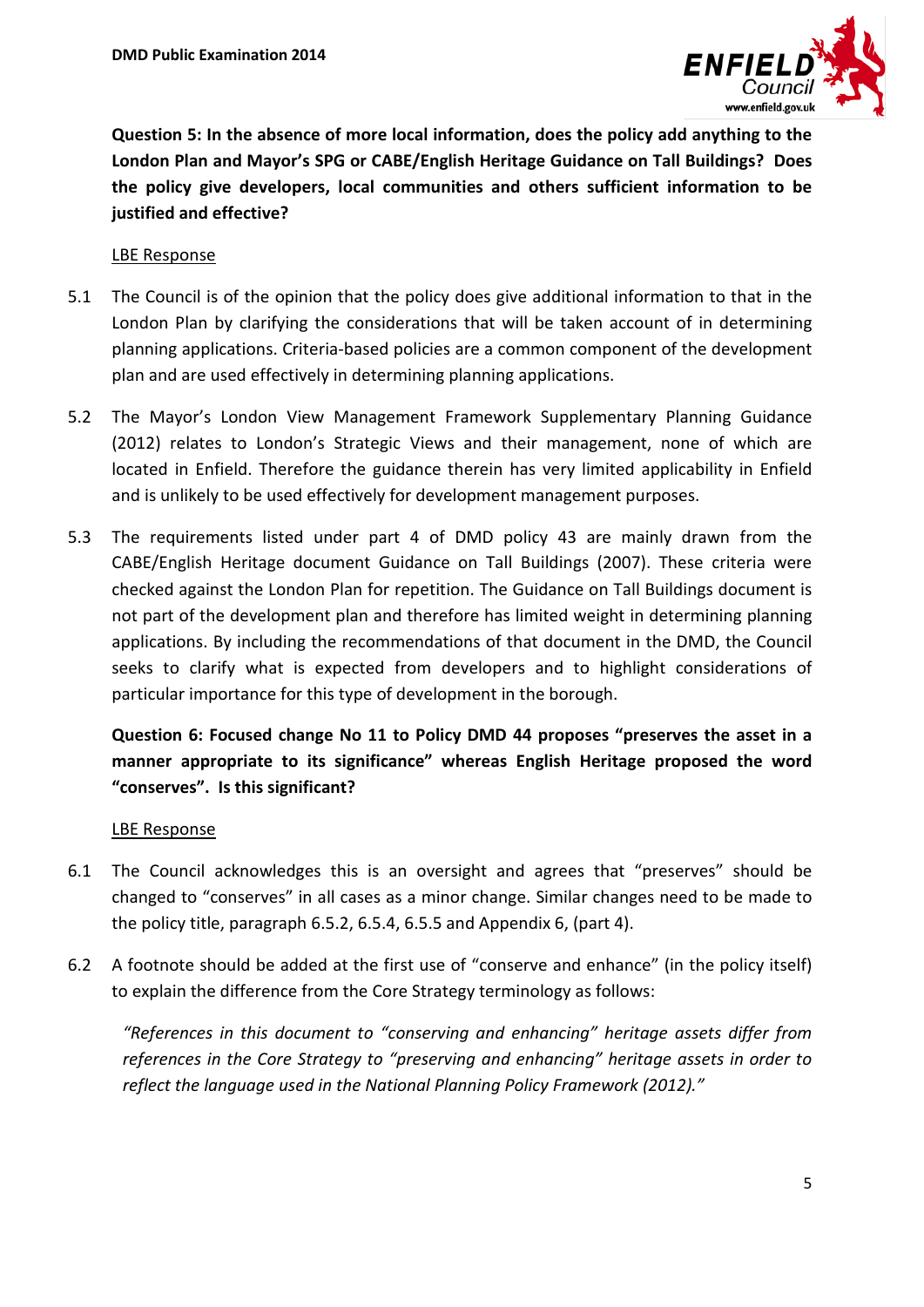**Question 5: In the absence of more local information, does the policy add anything to the London Plan and Mayor's SPG or CABE/English Heritage Guidance on Tall Buildings? Does the policy give developers, local communities and others sufficient information to be justified and effective?**

LBE Response

5.1 The Council is of the opinion that the policy does give additional information to that in the London Plan by clarifying the considerations that will be taken account of in determining planning applications. Criteria-based policies are a common component of the development plan and are used effectively in determining planning applications.

5.2 The Mayor's London View Management Framework Supplementary Planning Guidance (2012) relates to London's Strategic Views and their management, none of which are located in Enfield. Therefore the guidance therein has very limited applicability in Enfield and is unlikely to be used effectively for development management purposes.

5.3 The requirements listed under part 4 of DMD policy 43 are mainly drawn from the CABE/English Heritage document Guidance on Tall Buildings (2007). These criteria were checked against the London Plan for repetition. The Guidance on Tall Buildings document is not part of the development plan and therefore has limited weight in determining planning applications. By including the recommendations of that document in the DMD, the Council seeks to clarify what is expected from developers and to highlight considerations of particular importance for this type of development in the borough.

**Question 6: Focused change No 11 to Policy DMD 44 proposes "preserves the asset in a manner appropriate to its significance" whereas English Heritage proposed the word "conserves". Is this significant?**

LBE Response

6.1 The Council acknowledges this is an oversight and agrees that "preserves" should be changed to "conserves" in all cases as a minor change. Similar changes need to be made to the policy title, paragraph 6.5.2, 6.5.4, 6.5.5 and Appendix 6, (part 4).

6.2 A footnote should be added at the first use of "conserve and enhance" (in the policy itself) to explain the difference from the Core Strategy terminology as follows:

*"References in this document to "conserving and enhancing" heritage assets differ from references in the Core Strategy to "preserving and enhancing" heritage assets in order to reflect the language used in the National Planning Policy Framework (2012)."*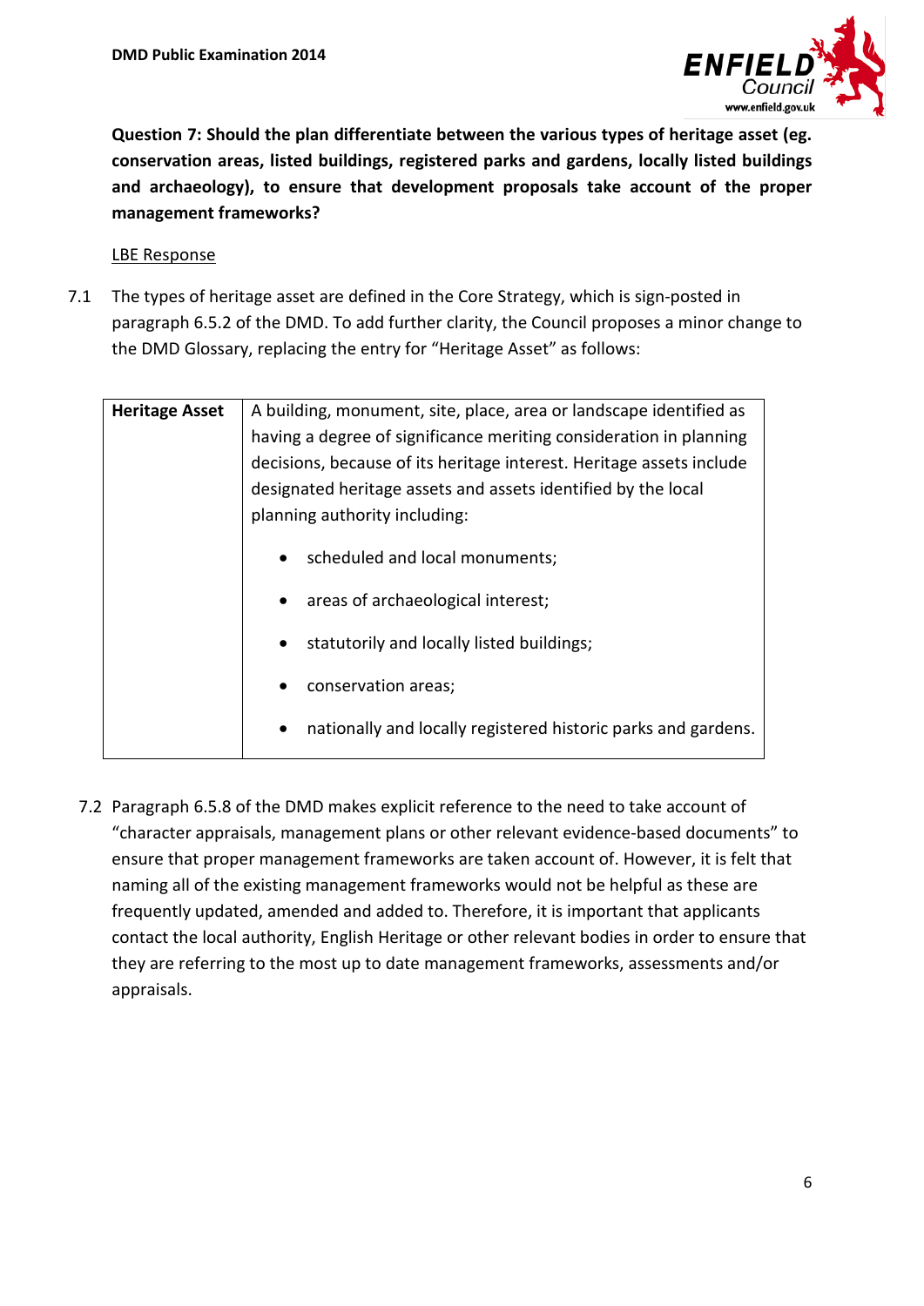**Question 7: Should the plan differentiate between the various types of heritage asset (eg. conservation areas, listed buildings, registered parks and gardens, locally listed buildings and archaeology), to ensure that development proposals take account of the proper management frameworks?**

LBE Response

7.1 The types of heritage asset are defined in the Core Strategy, which is sign-posted in paragraph 6.5.2 of the DMD. To add further clarity, the Council proposes a minor change to the DMD Glossary, replacing the entry for "Heritage Asset" as follows:

| | |
|---|---|
| **Heritage Asset** | A building, monument, site, place, area or landscape identified as having a degree of significance meriting consideration in planning decisions, because of its heritage interest. Heritage assets include designated heritage assets and assets identified by the local planning authority including:<br>• scheduled and local monuments;<br>• areas of archaeological interest;<br>• statutorily and locally listed buildings;<br>• conservation areas;<br>• nationally and locally registered historic parks and gardens. |

7.2 Paragraph 6.5.8 of the DMD makes explicit reference to the need to take account of "character appraisals, management plans or other relevant evidence-based documents" to ensure that proper management frameworks are taken account of. However, it is felt that naming all of the existing management frameworks would not be helpful as these are frequently updated, amended and added to. Therefore, it is important that applicants contact the local authority, English Heritage or other relevant bodies in order to ensure that they are referring to the most up to date management frameworks, assessments and/or appraisals.